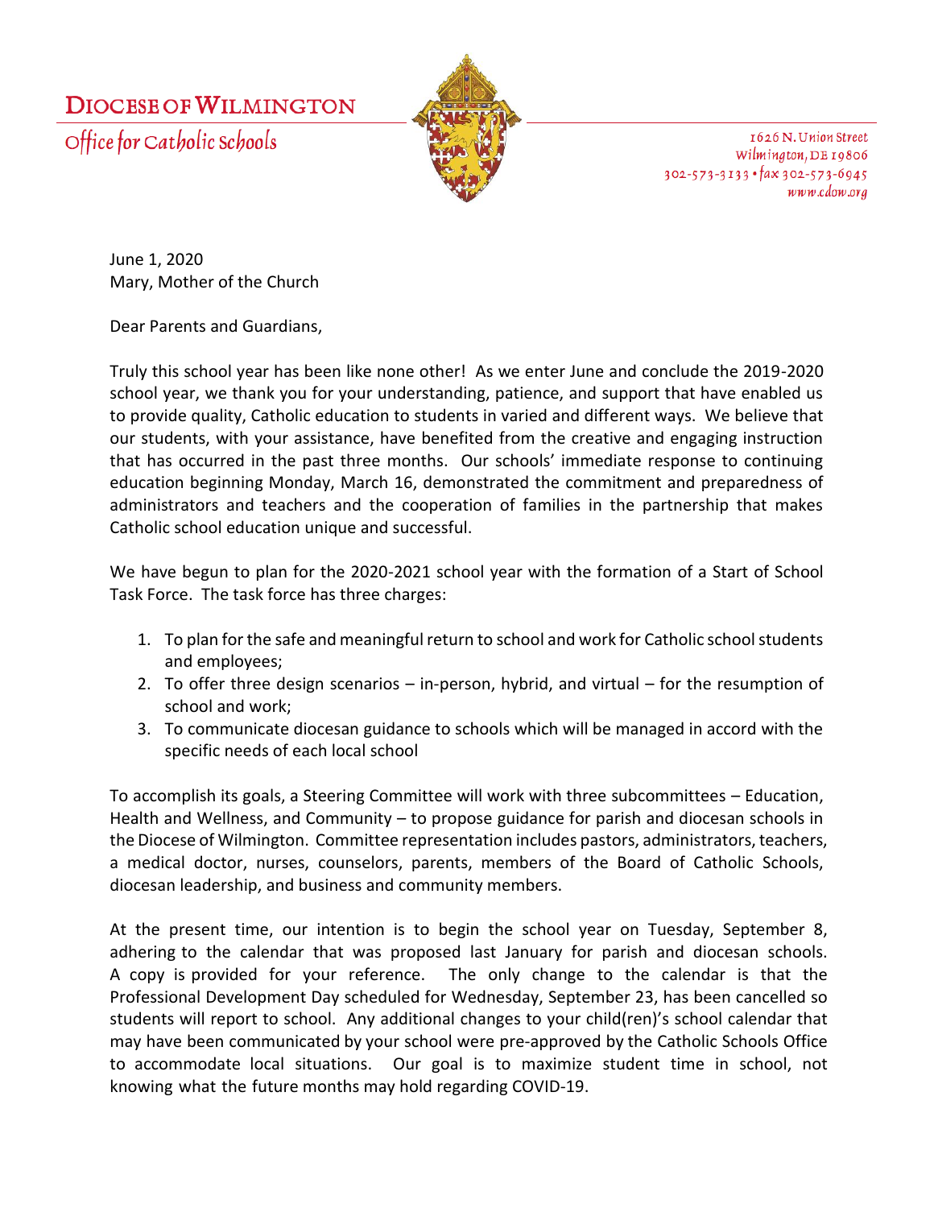# DIOCESE OF WILMINGTON

Office for Catholic Schools

1626 N. Union Street
Wilmington, DE 19806
302-573-3133 • fax 302-573-6945
www.cdow.org

June 1, 2020
Mary, Mother of the Church

Dear Parents and Guardians,

Truly this school year has been like none other! As we enter June and conclude the 2019-2020 school year, we thank you for your understanding, patience, and support that have enabled us to provide quality, Catholic education to students in varied and different ways. We believe that our students, with your assistance, have benefited from the creative and engaging instruction that has occurred in the past three months. Our schools' immediate response to continuing education beginning Monday, March 16, demonstrated the commitment and preparedness of administrators and teachers and the cooperation of families in the partnership that makes Catholic school education unique and successful.

We have begun to plan for the 2020-2021 school year with the formation of a Start of School Task Force. The task force has three charges:

1. To plan for the safe and meaningful return to school and work for Catholic school students and employees;
2. To offer three design scenarios – in-person, hybrid, and virtual – for the resumption of school and work;
3. To communicate diocesan guidance to schools which will be managed in accord with the specific needs of each local school

To accomplish its goals, a Steering Committee will work with three subcommittees – Education, Health and Wellness, and Community – to propose guidance for parish and diocesan schools in the Diocese of Wilmington. Committee representation includes pastors, administrators, teachers, a medical doctor, nurses, counselors, parents, members of the Board of Catholic Schools, diocesan leadership, and business and community members.

At the present time, our intention is to begin the school year on Tuesday, September 8, adhering to the calendar that was proposed last January for parish and diocesan schools. A copy is provided for your reference. The only change to the calendar is that the Professional Development Day scheduled for Wednesday, September 23, has been cancelled so students will report to school. Any additional changes to your child(ren)'s school calendar that may have been communicated by your school were pre-approved by the Catholic Schools Office to accommodate local situations. Our goal is to maximize student time in school, not knowing what the future months may hold regarding COVID-19.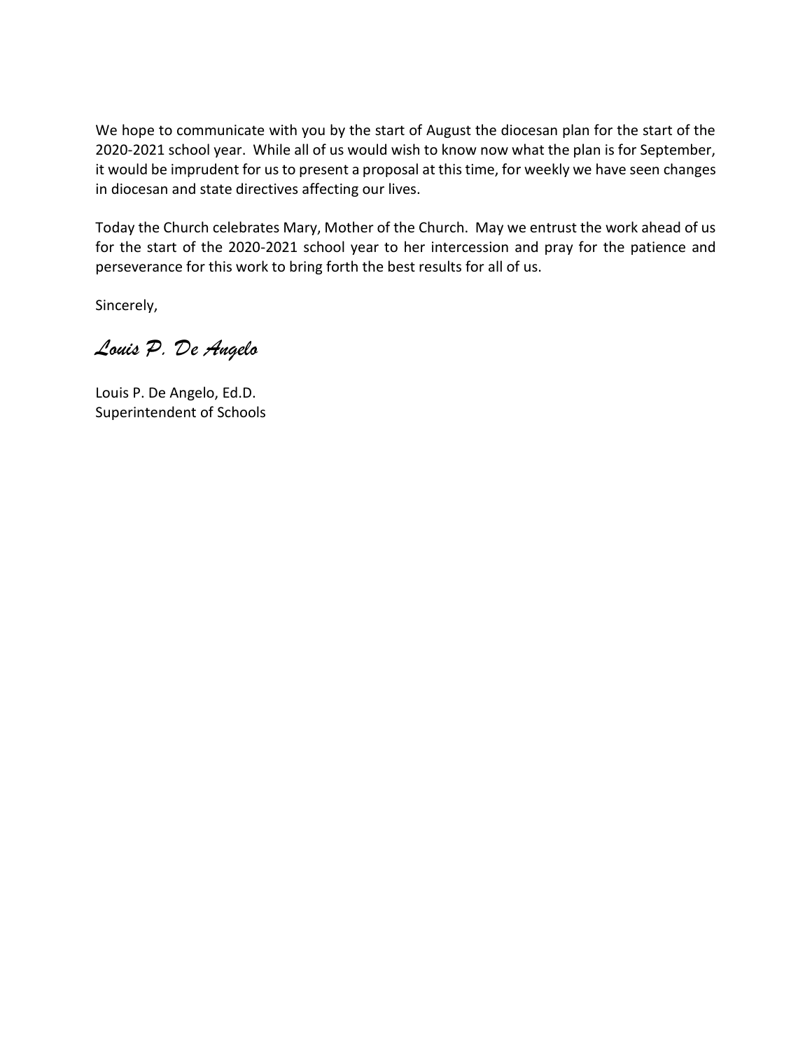We hope to communicate with you by the start of August the diocesan plan for the start of the 2020-2021 school year. While all of us would wish to know now what the plan is for September, it would be imprudent for us to present a proposal at this time, for weekly we have seen changes in diocesan and state directives affecting our lives.

Today the Church celebrates Mary, Mother of the Church. May we entrust the work ahead of us for the start of the 2020-2021 school year to her intercession and pray for the patience and perseverance for this work to bring forth the best results for all of us.

Sincerely,

*Louis P. De Angelo*

Louis P. De Angelo, Ed.D.
Superintendent of Schools